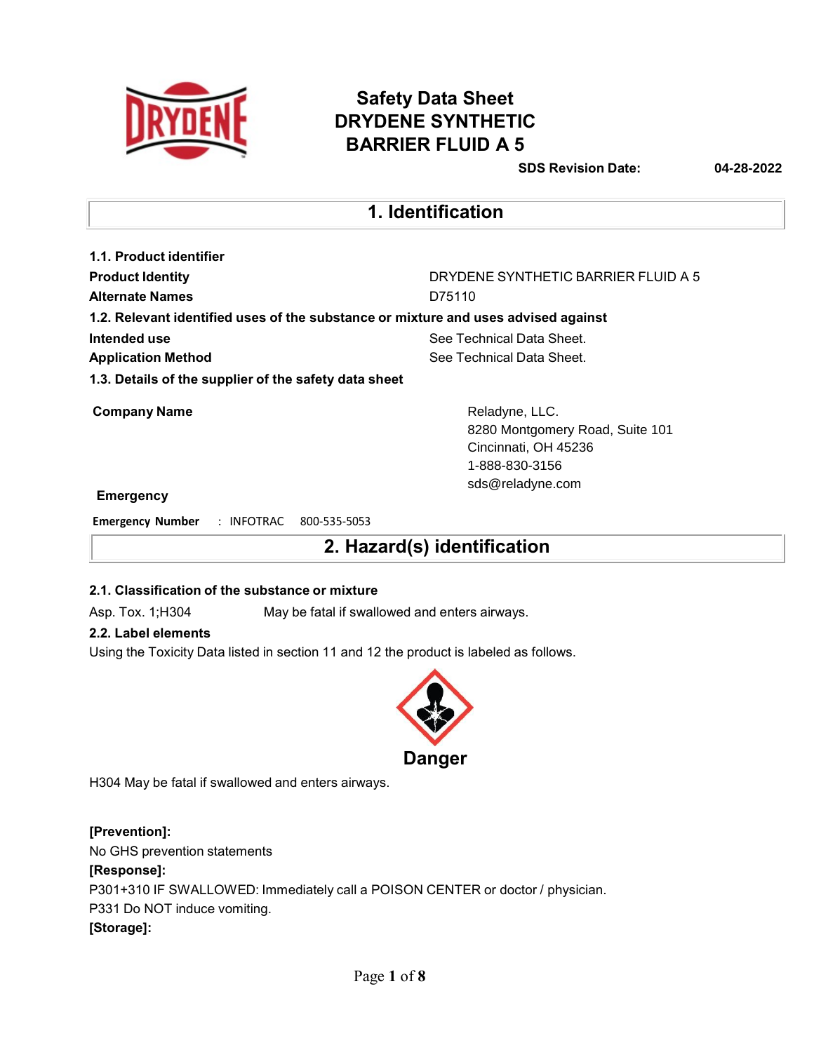# Safety Data Sheet
# DRYDENE SYNTHETIC BARRIER FLUID A 5

**SDS Revision Date:** 04-28-2022

## 1. Identification

### 1.1. Product identifier

**Product Identity** DRYDENE SYNTHETIC BARRIER FLUID A 5

**Alternate Names** D75110

### 1.2. Relevant identified uses of the substance or mixture and uses advised against

**Intended use** See Technical Data Sheet.

**Application Method** See Technical Data Sheet.

### 1.3. Details of the supplier of the safety data sheet

**Company Name**

Reladyne, LLC.
8280 Montgomery Road, Suite 101
Cincinnati, OH 45236
1-888-830-3156
sds@reladyne.com

**Emergency**

**Emergency Number** : INFOTRAC 800-535-5053

## 2. Hazard(s) identification

### 2.1. Classification of the substance or mixture

Asp. Tox. 1;H304 May be fatal if swallowed and enters airways.

### 2.2. Label elements

Using the Toxicity Data listed in section 11 and 12 the product is labeled as follows.

**Danger**

H304 May be fatal if swallowed and enters airways.

**[Prevention]:**

No GHS prevention statements

**[Response]:**

P301+310 IF SWALLOWED: Immediately call a POISON CENTER or doctor / physician.

P331 Do NOT induce vomiting.

**[Storage]:**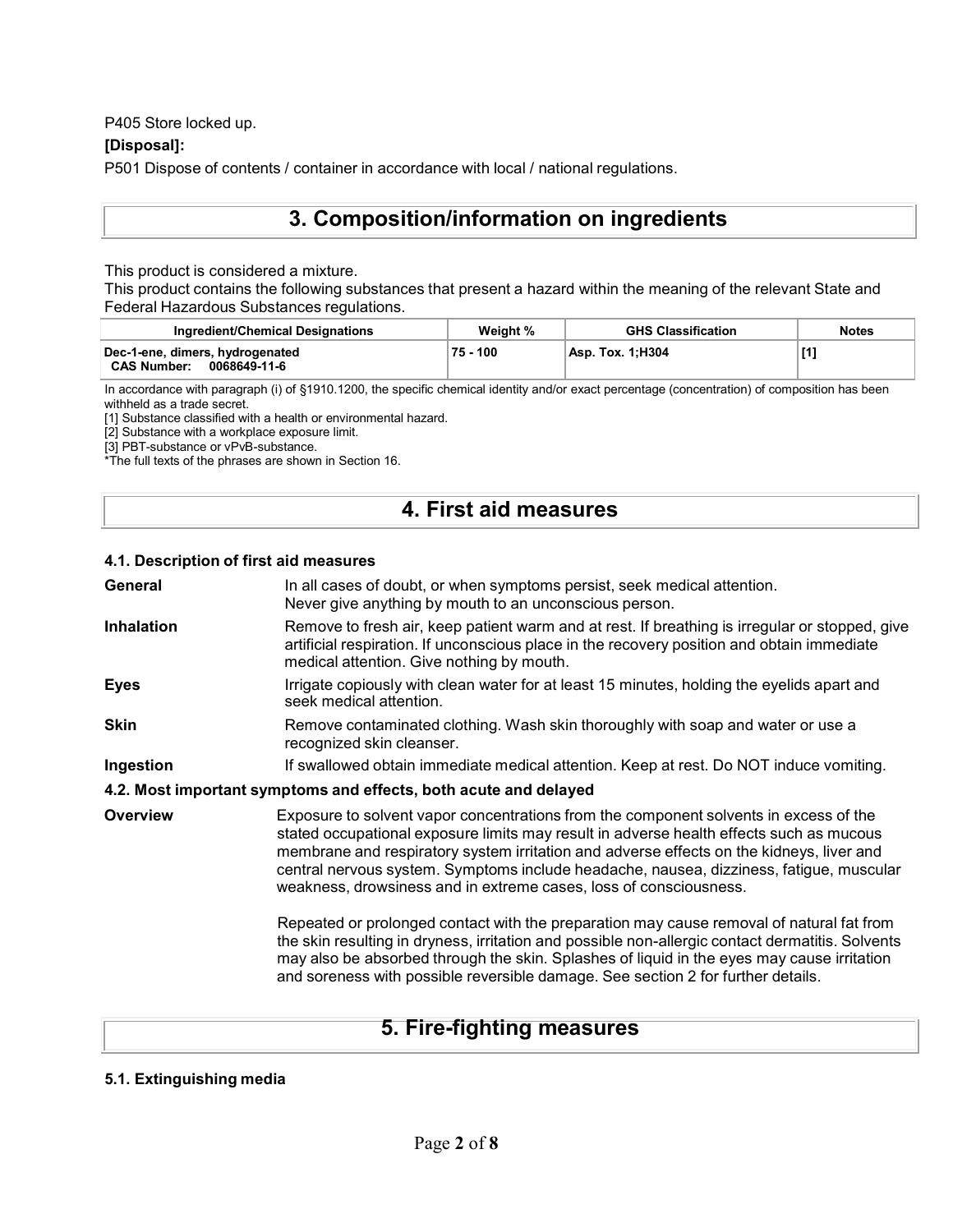P405 Store locked up.

**[Disposal]:**

P501 Dispose of contents / container in accordance with local / national regulations.

# 3. Composition/information on ingredients

This product is considered a mixture.
This product contains the following substances that present a hazard within the meaning of the relevant State and Federal Hazardous Substances regulations.

| Ingredient/Chemical Designations | Weight % | GHS Classification | Notes |
|---|---|---|---|
| Dec-1-ene, dimers, hydrogenated<br>CAS Number: 0068649-11-6 | 75 - 100 | Asp. Tox. 1;H304 | [1] |

In accordance with paragraph (i) of §1910.1200, the specific chemical identity and/or exact percentage (concentration) of composition has been withheld as a trade secret.

[1] Substance classified with a health or environmental hazard.
[2] Substance with a workplace exposure limit.
[3] PBT-substance or vPvB-substance.
*The full texts of the phrases are shown in Section 16.

# 4. First aid measures

### 4.1. Description of first aid measures

**General** In all cases of doubt, or when symptoms persist, seek medical attention. Never give anything by mouth to an unconscious person.

**Inhalation** Remove to fresh air, keep patient warm and at rest. If breathing is irregular or stopped, give artificial respiration. If unconscious place in the recovery position and obtain immediate medical attention. Give nothing by mouth.

**Eyes** Irrigate copiously with clean water for at least 15 minutes, holding the eyelids apart and seek medical attention.

**Skin** Remove contaminated clothing. Wash skin thoroughly with soap and water or use a recognized skin cleanser.

**Ingestion** If swallowed obtain immediate medical attention. Keep at rest. Do NOT induce vomiting.

### 4.2. Most important symptoms and effects, both acute and delayed

**Overview** Exposure to solvent vapor concentrations from the component solvents in excess of the stated occupational exposure limits may result in adverse health effects such as mucous membrane and respiratory system irritation and adverse effects on the kidneys, liver and central nervous system. Symptoms include headache, nausea, dizziness, fatigue, muscular weakness, drowsiness and in extreme cases, loss of consciousness.

Repeated or prolonged contact with the preparation may cause removal of natural fat from the skin resulting in dryness, irritation and possible non-allergic contact dermatitis. Solvents may also be absorbed through the skin. Splashes of liquid in the eyes may cause irritation and soreness with possible reversible damage. See section 2 for further details.

# 5. Fire-fighting measures

### 5.1. Extinguishing media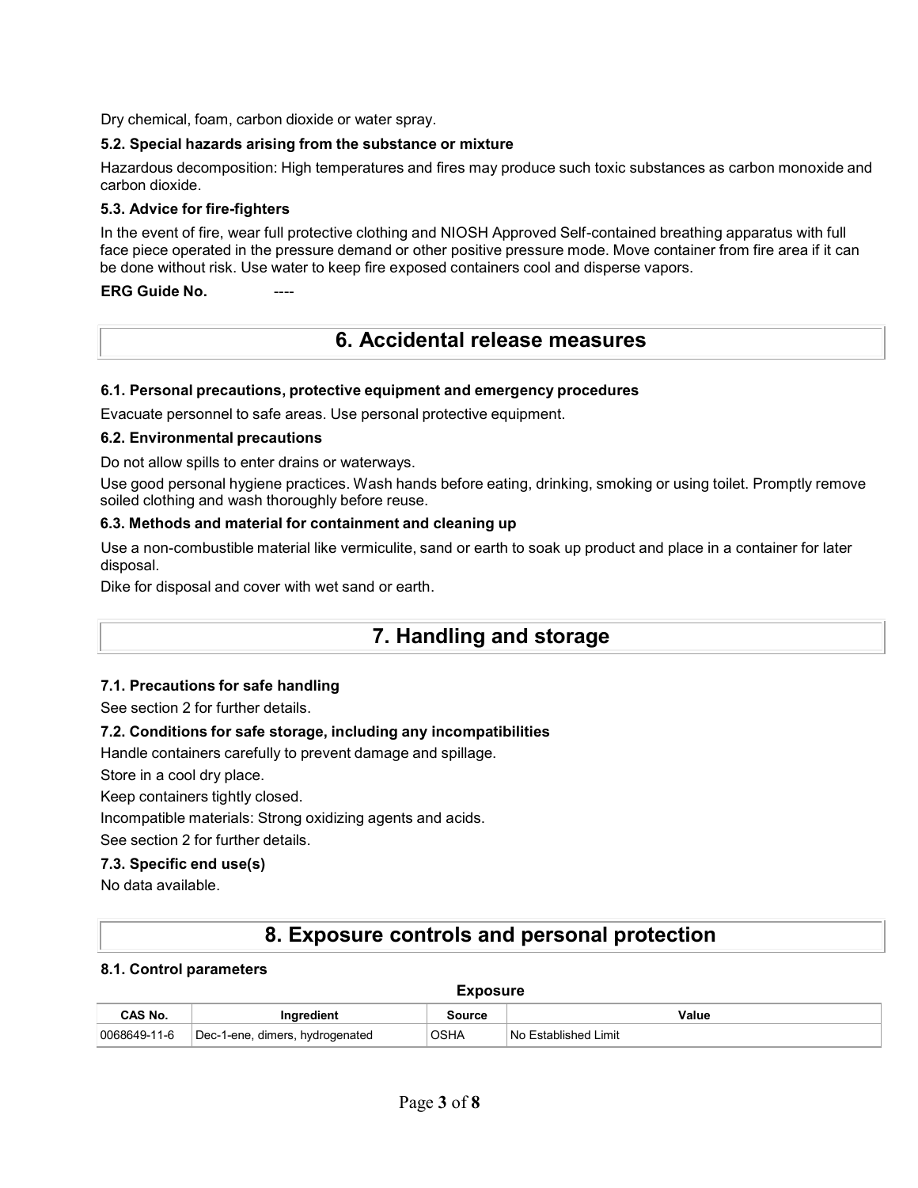Dry chemical, foam, carbon dioxide or water spray.

### 5.2. Special hazards arising from the substance or mixture

Hazardous decomposition: High temperatures and fires may produce such toxic substances as carbon monoxide and carbon dioxide.

### 5.3. Advice for fire-fighters

In the event of fire, wear full protective clothing and NIOSH Approved Self-contained breathing apparatus with full face piece operated in the pressure demand or other positive pressure mode. Move container from fire area if it can be done without risk. Use water to keep fire exposed containers cool and disperse vapors.

**ERG Guide No.** ----

## 6. Accidental release measures

### 6.1. Personal precautions, protective equipment and emergency procedures

Evacuate personnel to safe areas. Use personal protective equipment.

### 6.2. Environmental precautions

Do not allow spills to enter drains or waterways.

Use good personal hygiene practices. Wash hands before eating, drinking, smoking or using toilet. Promptly remove soiled clothing and wash thoroughly before reuse.

### 6.3. Methods and material for containment and cleaning up

Use a non-combustible material like vermiculite, sand or earth to soak up product and place in a container for later disposal.

Dike for disposal and cover with wet sand or earth.

## 7. Handling and storage

### 7.1. Precautions for safe handling

See section 2 for further details.

### 7.2. Conditions for safe storage, including any incompatibilities

Handle containers carefully to prevent damage and spillage.

Store in a cool dry place.

Keep containers tightly closed.

Incompatible materials: Strong oxidizing agents and acids.

See section 2 for further details.

### 7.3. Specific end use(s)

No data available.

## 8. Exposure controls and personal protection

### 8.1. Control parameters

**Exposure**

| CAS No. | Ingredient | Source | Value |
|---|---|---|---|
| 0068649-11-6 | Dec-1-ene, dimers, hydrogenated | OSHA | No Established Limit |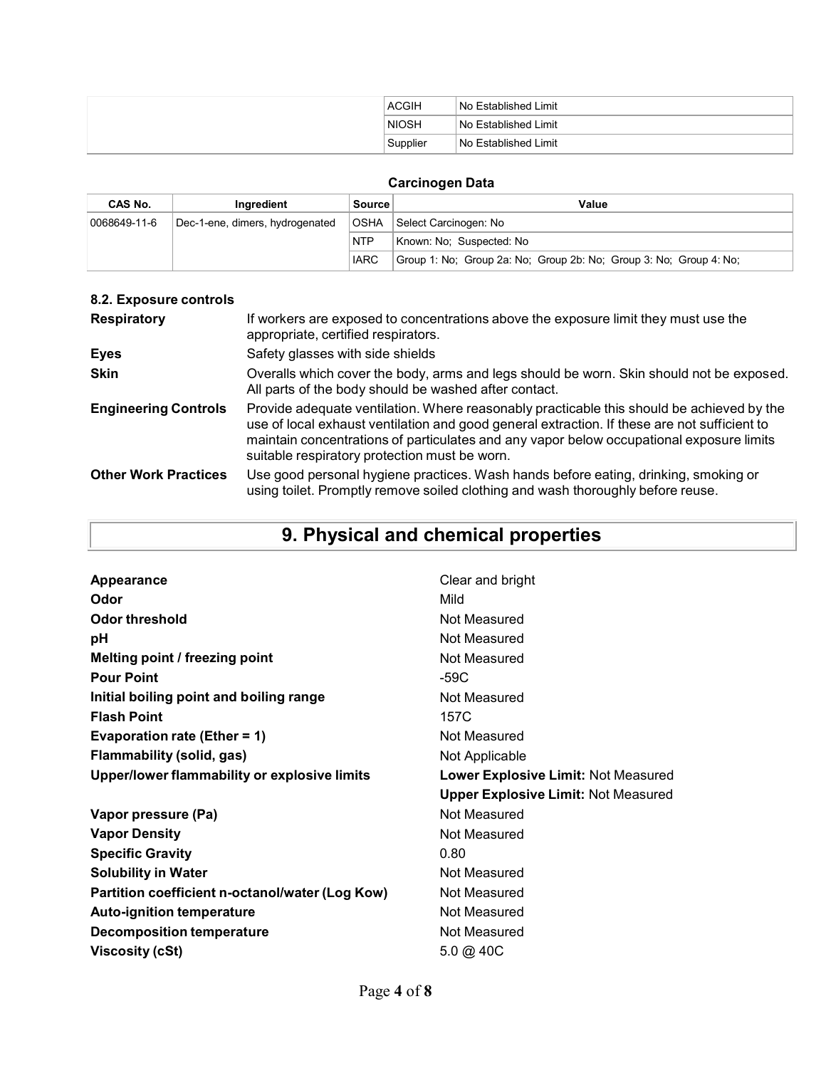| | | |
|---|---|---|
| | ACGIH | No Established Limit |
| | NIOSH | No Established Limit |
| | Supplier | No Established Limit |

**Carcinogen Data**

| CAS No. | Ingredient | Source | Value |
|---|---|---|---|
| 0068649-11-6 | Dec-1-ene, dimers, hydrogenated | OSHA | Select Carcinogen: No |
| | | NTP | Known: No; Suspected: No |
| | | IARC | Group 1: No; Group 2a: No; Group 2b: No; Group 3: No; Group 4: No; |

### 8.2. Exposure controls

**Respiratory** If workers are exposed to concentrations above the exposure limit they must use the appropriate, certified respirators.

**Eyes** Safety glasses with side shields

**Skin** Overalls which cover the body, arms and legs should be worn. Skin should not be exposed. All parts of the body should be washed after contact.

**Engineering Controls** Provide adequate ventilation. Where reasonably practicable this should be achieved by the use of local exhaust ventilation and good general extraction. If these are not sufficient to maintain concentrations of particulates and any vapor below occupational exposure limits suitable respiratory protection must be worn.

**Other Work Practices** Use good personal hygiene practices. Wash hands before eating, drinking, smoking or using toilet. Promptly remove soiled clothing and wash thoroughly before reuse.

## 9. Physical and chemical properties

| | |
|---|---|
| **Appearance** | Clear and bright |
| **Odor** | Mild |
| **Odor threshold** | Not Measured |
| **pH** | Not Measured |
| **Melting point / freezing point** | Not Measured |
| **Pour Point** | -59C |
| **Initial boiling point and boiling range** | Not Measured |
| **Flash Point** | 157C |
| **Evaporation rate (Ether = 1)** | Not Measured |
| **Flammability (solid, gas)** | Not Applicable |
| **Upper/lower flammability or explosive limits** | **Lower Explosive Limit:** Not Measured |
| | **Upper Explosive Limit:** Not Measured |
| **Vapor pressure (Pa)** | Not Measured |
| **Vapor Density** | Not Measured |
| **Specific Gravity** | 0.80 |
| **Solubility in Water** | Not Measured |
| **Partition coefficient n-octanol/water (Log Kow)** | Not Measured |
| **Auto-ignition temperature** | Not Measured |
| **Decomposition temperature** | Not Measured |
| **Viscosity (cSt)** | 5.0 @ 40C |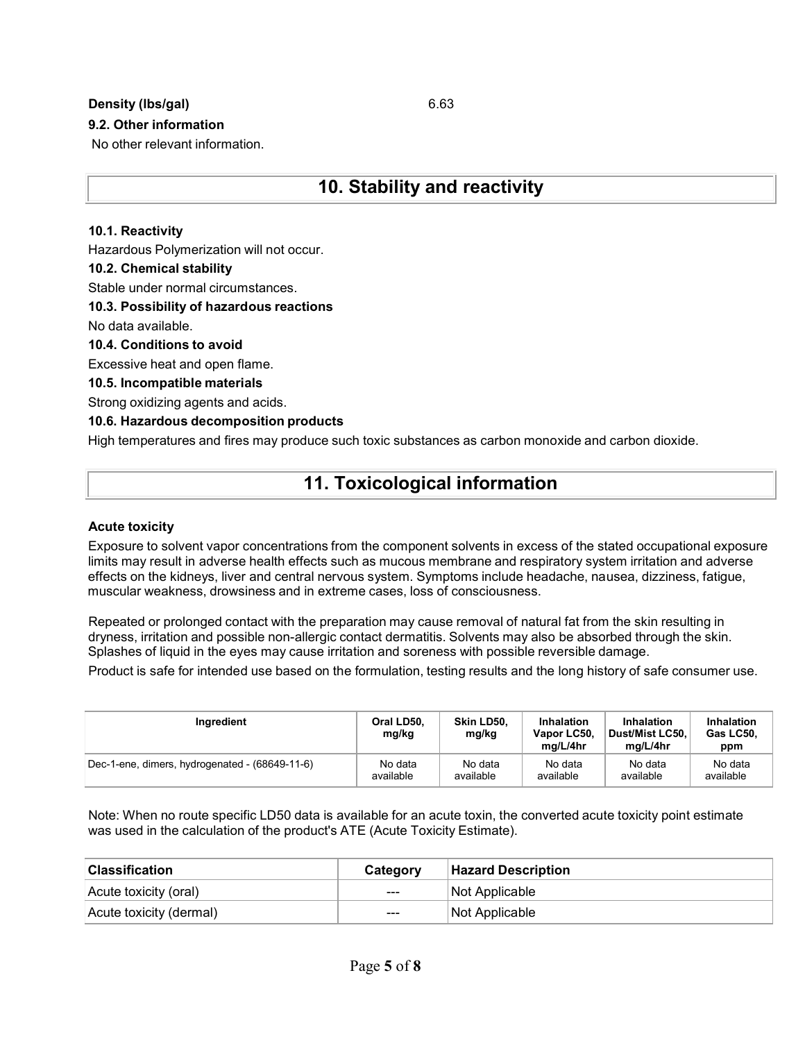**Density (lbs/gal)** 6.63

**9.2. Other information**

No other relevant information.

## 10. Stability and reactivity

**10.1. Reactivity**

Hazardous Polymerization will not occur.

**10.2. Chemical stability**

Stable under normal circumstances.

**10.3. Possibility of hazardous reactions**

No data available.

**10.4. Conditions to avoid**

Excessive heat and open flame.

**10.5. Incompatible materials**

Strong oxidizing agents and acids.

**10.6. Hazardous decomposition products**

High temperatures and fires may produce such toxic substances as carbon monoxide and carbon dioxide.

## 11. Toxicological information

**Acute toxicity**

Exposure to solvent vapor concentrations from the component solvents in excess of the stated occupational exposure limits may result in adverse health effects such as mucous membrane and respiratory system irritation and adverse effects on the kidneys, liver and central nervous system. Symptoms include headache, nausea, dizziness, fatigue, muscular weakness, drowsiness and in extreme cases, loss of consciousness.

Repeated or prolonged contact with the preparation may cause removal of natural fat from the skin resulting in dryness, irritation and possible non-allergic contact dermatitis. Solvents may also be absorbed through the skin. Splashes of liquid in the eyes may cause irritation and soreness with possible reversible damage.

Product is safe for intended use based on the formulation, testing results and the long history of safe consumer use.

| Ingredient | Oral LD50, mg/kg | Skin LD50, mg/kg | Inhalation Vapor LC50, mg/L/4hr | Inhalation Dust/Mist LC50, mg/L/4hr | Inhalation Gas LC50, ppm |
|---|---|---|---|---|---|
| Dec-1-ene, dimers, hydrogenated - (68649-11-6) | No data available | No data available | No data available | No data available | No data available |

Note: When no route specific LD50 data is available for an acute toxin, the converted acute toxicity point estimate was used in the calculation of the product's ATE (Acute Toxicity Estimate).

| Classification | Category | Hazard Description |
|---|---|---|
| Acute toxicity (oral) | --- | Not Applicable |
| Acute toxicity (dermal) | --- | Not Applicable |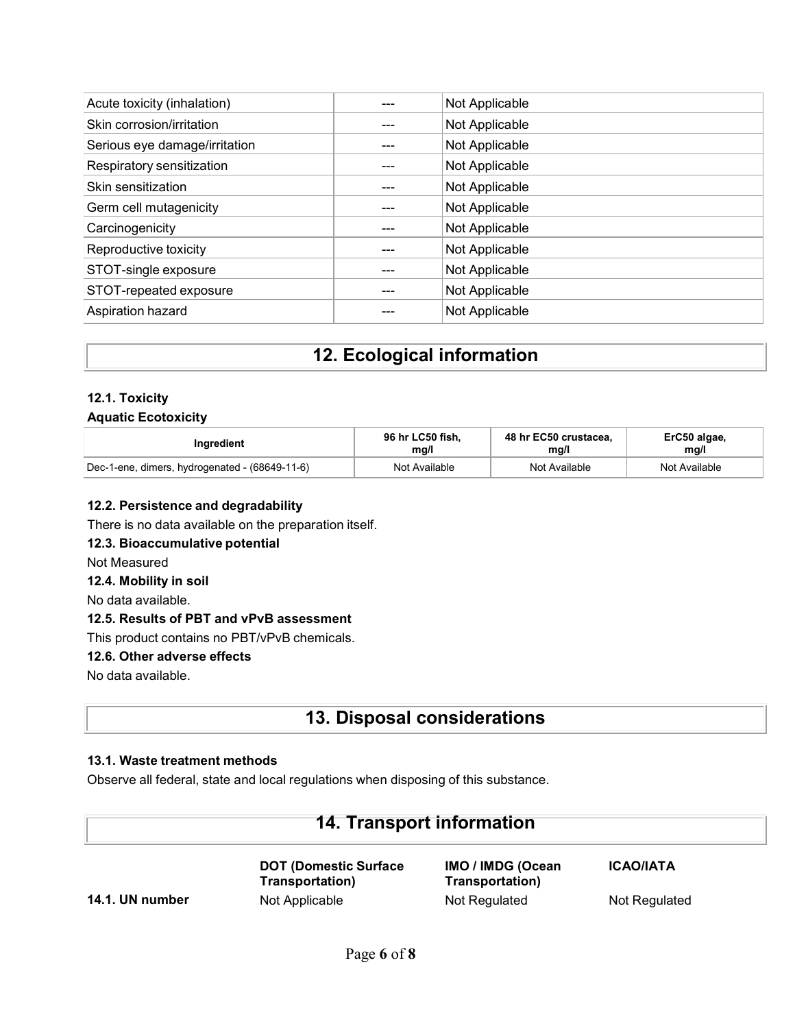| | | |
|---|---|---|
| Acute toxicity (inhalation) | --- | Not Applicable |
| Skin corrosion/irritation | --- | Not Applicable |
| Serious eye damage/irritation | --- | Not Applicable |
| Respiratory sensitization | --- | Not Applicable |
| Skin sensitization | --- | Not Applicable |
| Germ cell mutagenicity | --- | Not Applicable |
| Carcinogenicity | --- | Not Applicable |
| Reproductive toxicity | --- | Not Applicable |
| STOT-single exposure | --- | Not Applicable |
| STOT-repeated exposure | --- | Not Applicable |
| Aspiration hazard | --- | Not Applicable |

# 12. Ecological information

### 12.1. Toxicity

**Aquatic Ecotoxicity**

| Ingredient | 96 hr LC50 fish, mg/l | 48 hr EC50 crustacea, mg/l | ErC50 algae, mg/l |
|---|---|---|---|
| Dec-1-ene, dimers, hydrogenated - (68649-11-6) | Not Available | Not Available | Not Available |

### 12.2. Persistence and degradability

There is no data available on the preparation itself.

### 12.3. Bioaccumulative potential

Not Measured

### 12.4. Mobility in soil

No data available.

### 12.5. Results of PBT and vPvB assessment

This product contains no PBT/vPvB chemicals.

### 12.6. Other adverse effects

No data available.

# 13. Disposal considerations

### 13.1. Waste treatment methods

Observe all federal, state and local regulations when disposing of this substance.

# 14. Transport information

| | DOT (Domestic Surface Transportation) | IMO / IMDG (Ocean Transportation) | ICAO/IATA |
|---|---|---|---|
| **14.1. UN number** | Not Applicable | Not Regulated | Not Regulated |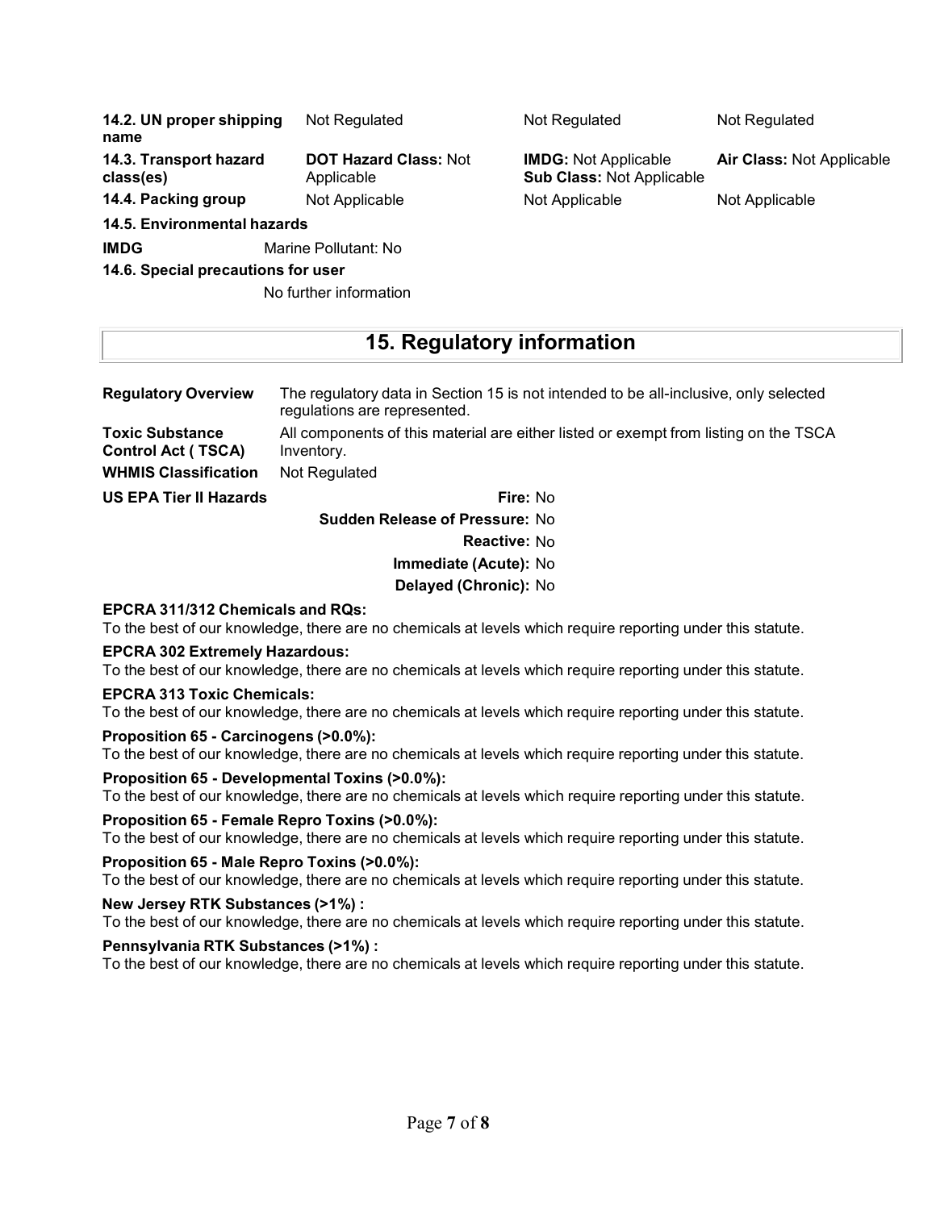| | | | |
|---|---|---|---|
| **14.2. UN proper shipping name** | Not Regulated | Not Regulated | Not Regulated |
| **14.3. Transport hazard class(es)** | **DOT Hazard Class:** Not Applicable | **IMDG:** Not Applicable<br>**Sub Class:** Not Applicable | **Air Class:** Not Applicable |
| **14.4. Packing group** | Not Applicable | Not Applicable | Not Applicable |

**14.5. Environmental hazards**

**IMDG** Marine Pollutant: No

**14.6. Special precautions for user**

No further information

## 15. Regulatory information

| | |
|---|---|
| **Regulatory Overview** | The regulatory data in Section 15 is not intended to be all-inclusive, only selected regulations are represented. |
| **Toxic Substance Control Act ( TSCA)** | All components of this material are either listed or exempt from listing on the TSCA Inventory. |
| **WHMIS Classification** | Not Regulated |

**US EPA Tier II Hazards**

**Fire:** No
**Sudden Release of Pressure:** No
**Reactive:** No
**Immediate (Acute):** No
**Delayed (Chronic):** No

**EPCRA 311/312 Chemicals and RQs:**
To the best of our knowledge, there are no chemicals at levels which require reporting under this statute.

**EPCRA 302 Extremely Hazardous:**
To the best of our knowledge, there are no chemicals at levels which require reporting under this statute.

**EPCRA 313 Toxic Chemicals:**
To the best of our knowledge, there are no chemicals at levels which require reporting under this statute.

**Proposition 65 - Carcinogens (>0.0%):**
To the best of our knowledge, there are no chemicals at levels which require reporting under this statute.

**Proposition 65 - Developmental Toxins (>0.0%):**
To the best of our knowledge, there are no chemicals at levels which require reporting under this statute.

**Proposition 65 - Female Repro Toxins (>0.0%):**
To the best of our knowledge, there are no chemicals at levels which require reporting under this statute.

**Proposition 65 - Male Repro Toxins (>0.0%):**
To the best of our knowledge, there are no chemicals at levels which require reporting under this statute.

**New Jersey RTK Substances (>1%) :**
To the best of our knowledge, there are no chemicals at levels which require reporting under this statute.

**Pennsylvania RTK Substances (>1%) :**
To the best of our knowledge, there are no chemicals at levels which require reporting under this statute.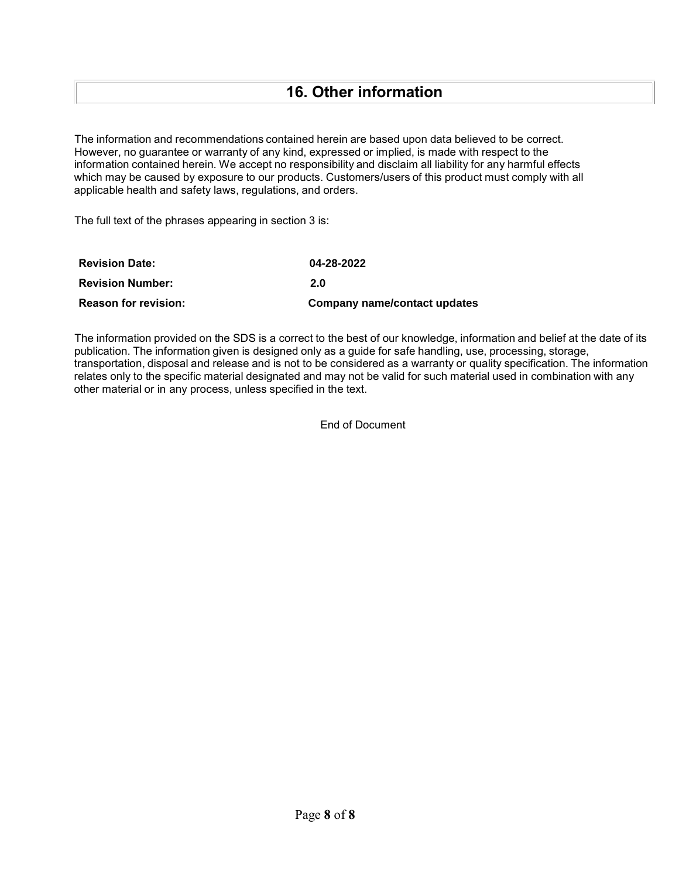## 16. Other information

The information and recommendations contained herein are based upon data believed to be correct. However, no guarantee or warranty of any kind, expressed or implied, is made with respect to the information contained herein. We accept no responsibility and disclaim all liability for any harmful effects which may be caused by exposure to our products. Customers/users of this product must comply with all applicable health and safety laws, regulations, and orders.

The full text of the phrases appearing in section 3 is:

| | |
|---|---|
| **Revision Date:** | **04-28-2022** |
| **Revision Number:** | **2.0** |
| **Reason for revision:** | **Company name/contact updates** |

The information provided on the SDS is a correct to the best of our knowledge, information and belief at the date of its publication. The information given is designed only as a guide for safe handling, use, processing, storage, transportation, disposal and release and is not to be considered as a warranty or quality specification. The information relates only to the specific material designated and may not be valid for such material used in combination with any other material or in any process, unless specified in the text.

End of Document